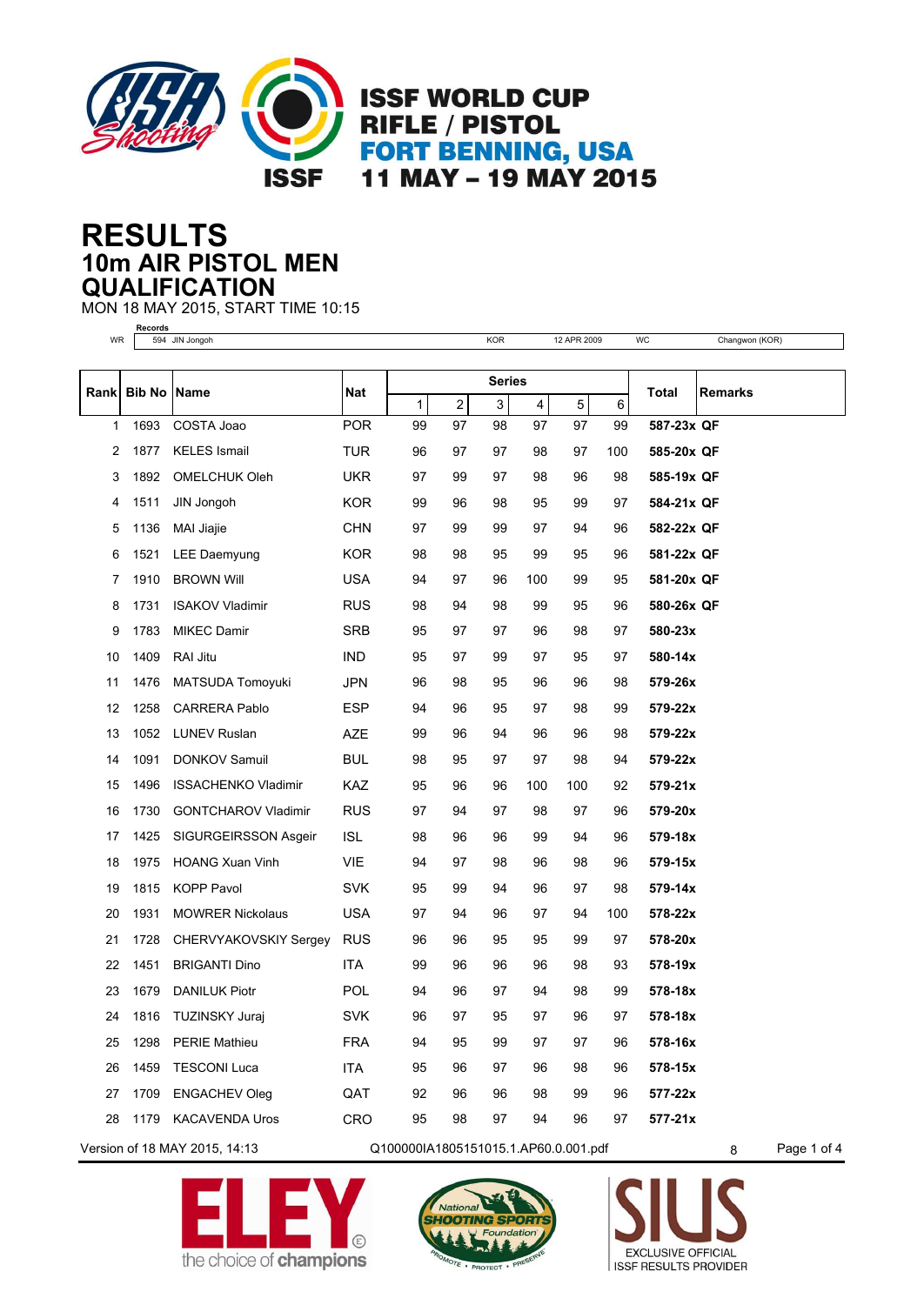# ISSF WORLD CUP RIFLE / PISTOL FORT BENNING, USA 11 MAY – 19 MAY 2015

# RESULTS
## 10m AIR PISTOL MEN
## QUALIFICATION

MON 18 MAY 2015, START TIME 10:15

**Records**

| | | | | | |
|---|---|---|---|---|---|
| WR | 594 JIN Jongoh | KOR | 12 APR 2009 | WC | Changwon (KOR) |

| Rank | Bib No | Name | Nat | Series 1 | 2 | 3 | 4 | 5 | 6 | Total | Remarks |
|---|---|---|---|---|---|---|---|---|---|---|---|
| 1 | 1693 | COSTA Joao | POR | 99 | 97 | 98 | 97 | 97 | 99 | **587-23x** | **QF** |
| 2 | 1877 | KELES Ismail | TUR | 96 | 97 | 97 | 98 | 97 | 100 | **585-20x** | **QF** |
| 3 | 1892 | OMELCHUK Oleh | UKR | 97 | 99 | 97 | 98 | 96 | 98 | **585-19x** | **QF** |
| 4 | 1511 | JIN Jongoh | KOR | 99 | 96 | 98 | 95 | 99 | 97 | **584-21x** | **QF** |
| 5 | 1136 | MAI Jiajie | CHN | 97 | 99 | 99 | 97 | 94 | 96 | **582-22x** | **QF** |
| 6 | 1521 | LEE Daemyung | KOR | 98 | 98 | 95 | 99 | 95 | 96 | **581-22x** | **QF** |
| 7 | 1910 | BROWN Will | USA | 94 | 97 | 96 | 100 | 99 | 95 | **581-20x** | **QF** |
| 8 | 1731 | ISAKOV Vladimir | RUS | 98 | 94 | 98 | 99 | 95 | 96 | **580-26x** | **QF** |
| 9 | 1783 | MIKEC Damir | SRB | 95 | 97 | 97 | 96 | 98 | 97 | **580-23x** | |
| 10 | 1409 | RAI Jitu | IND | 95 | 97 | 99 | 97 | 95 | 97 | **580-14x** | |
| 11 | 1476 | MATSUDA Tomoyuki | JPN | 96 | 98 | 95 | 96 | 96 | 98 | **579-26x** | |
| 12 | 1258 | CARRERA Pablo | ESP | 94 | 96 | 95 | 97 | 98 | 99 | **579-22x** | |
| 13 | 1052 | LUNEV Ruslan | AZE | 99 | 96 | 94 | 96 | 96 | 98 | **579-22x** | |
| 14 | 1091 | DONKOV Samuil | BUL | 98 | 95 | 97 | 97 | 98 | 94 | **579-22x** | |
| 15 | 1496 | ISSACHENKO Vladimir | KAZ | 95 | 96 | 96 | 100 | 100 | 92 | **579-21x** | |
| 16 | 1730 | GONTCHAROV Vladimir | RUS | 97 | 94 | 97 | 98 | 97 | 96 | **579-20x** | |
| 17 | 1425 | SIGURGEIRSSON Asgeir | ISL | 98 | 96 | 96 | 99 | 94 | 96 | **579-18x** | |
| 18 | 1975 | HOANG Xuan Vinh | VIE | 94 | 97 | 98 | 96 | 98 | 96 | **579-15x** | |
| 19 | 1815 | KOPP Pavol | SVK | 95 | 99 | 94 | 96 | 97 | 98 | **579-14x** | |
| 20 | 1931 | MOWRER Nickolaus | USA | 97 | 94 | 96 | 97 | 94 | 100 | **578-22x** | |
| 21 | 1728 | CHERVYAKOVSKIY Sergey | RUS | 96 | 96 | 95 | 95 | 99 | 97 | **578-20x** | |
| 22 | 1451 | BRIGANTI Dino | ITA | 99 | 96 | 96 | 96 | 98 | 93 | **578-19x** | |
| 23 | 1679 | DANILUK Piotr | POL | 94 | 96 | 97 | 94 | 98 | 99 | **578-18x** | |
| 24 | 1816 | TUZINSKY Juraj | SVK | 96 | 97 | 95 | 97 | 96 | 97 | **578-18x** | |
| 25 | 1298 | PERIE Mathieu | FRA | 94 | 95 | 99 | 97 | 97 | 96 | **578-16x** | |
| 26 | 1459 | TESCONI Luca | ITA | 95 | 96 | 97 | 96 | 98 | 96 | **578-15x** | |
| 27 | 1709 | ENGACHEV Oleg | QAT | 92 | 96 | 96 | 98 | 99 | 96 | **577-22x** | |
| 28 | 1179 | KACAVENDA Uros | CRO | 95 | 98 | 97 | 94 | 96 | 97 | **577-21x** | |

Version of 18 MAY 2015, 14:13 Q100000IA1805151015.1.AP60.0.001.pdf 8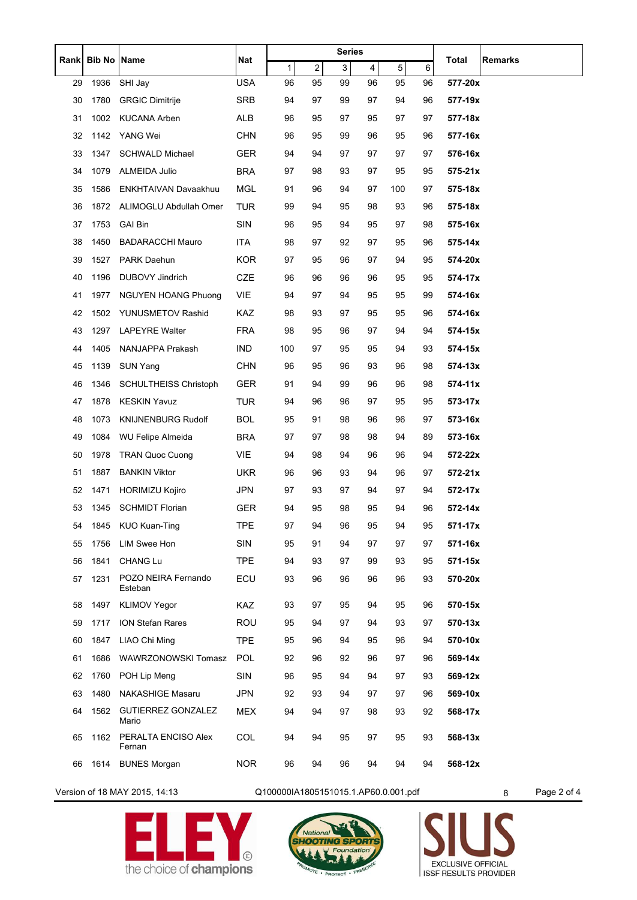| Rank | Bib No | Name | Nat | Series | | | | | | Total | Remarks |
|---|---|---|---|---|---|---|---|---|---|---|---|
| | | | | 1 | 2 | 3 | 4 | 5 | 6 | | |
| 29 | 1936 | SHI Jay | USA | 96 | 95 | 99 | 96 | 95 | 96 | **577-20x** | |
| 30 | 1780 | GRGIC Dimitrije | SRB | 94 | 97 | 99 | 97 | 94 | 96 | **577-19x** | |
| 31 | 1002 | KUCANA Arben | ALB | 96 | 95 | 97 | 95 | 97 | 97 | **577-18x** | |
| 32 | 1142 | YANG Wei | CHN | 96 | 95 | 99 | 96 | 95 | 96 | **577-16x** | |
| 33 | 1347 | SCHWALD Michael | GER | 94 | 94 | 97 | 97 | 97 | 97 | **576-16x** | |
| 34 | 1079 | ALMEIDA Julio | BRA | 97 | 98 | 93 | 97 | 95 | 95 | **575-21x** | |
| 35 | 1586 | ENKHTAIVAN Davaakhuu | MGL | 91 | 96 | 94 | 97 | 100 | 97 | **575-18x** | |
| 36 | 1872 | ALIMOGLU Abdullah Omer | TUR | 99 | 94 | 95 | 98 | 93 | 96 | **575-18x** | |
| 37 | 1753 | GAI Bin | SIN | 96 | 95 | 94 | 95 | 97 | 98 | **575-16x** | |
| 38 | 1450 | BADARACCHI Mauro | ITA | 98 | 97 | 92 | 97 | 95 | 96 | **575-14x** | |
| 39 | 1527 | PARK Daehun | KOR | 97 | 95 | 96 | 97 | 94 | 95 | **574-20x** | |
| 40 | 1196 | DUBOVY Jindrich | CZE | 96 | 96 | 96 | 96 | 95 | 95 | **574-17x** | |
| 41 | 1977 | NGUYEN HOANG Phuong | VIE | 94 | 97 | 94 | 95 | 95 | 99 | **574-16x** | |
| 42 | 1502 | YUNUSMETOV Rashid | KAZ | 98 | 93 | 97 | 95 | 95 | 96 | **574-16x** | |
| 43 | 1297 | LAPEYRE Walter | FRA | 98 | 95 | 96 | 97 | 94 | 94 | **574-15x** | |
| 44 | 1405 | NANJAPPA Prakash | IND | 100 | 97 | 95 | 95 | 94 | 93 | **574-15x** | |
| 45 | 1139 | SUN Yang | CHN | 96 | 95 | 96 | 93 | 96 | 98 | **574-13x** | |
| 46 | 1346 | SCHULTHEISS Christoph | GER | 91 | 94 | 99 | 96 | 96 | 98 | **574-11x** | |
| 47 | 1878 | KESKIN Yavuz | TUR | 94 | 96 | 96 | 97 | 95 | 95 | **573-17x** | |
| 48 | 1073 | KNIJNENBURG Rudolf | BOL | 95 | 91 | 98 | 96 | 96 | 97 | **573-16x** | |
| 49 | 1084 | WU Felipe Almeida | BRA | 97 | 97 | 98 | 98 | 94 | 89 | **573-16x** | |
| 50 | 1978 | TRAN Quoc Cuong | VIE | 94 | 98 | 94 | 96 | 96 | 94 | **572-22x** | |
| 51 | 1887 | BANKIN Viktor | UKR | 96 | 96 | 93 | 94 | 96 | 97 | **572-21x** | |
| 52 | 1471 | HORIMIZU Kojiro | JPN | 97 | 93 | 97 | 94 | 97 | 94 | **572-17x** | |
| 53 | 1345 | SCHMIDT Florian | GER | 94 | 95 | 98 | 95 | 94 | 96 | **572-14x** | |
| 54 | 1845 | KUO Kuan-Ting | TPE | 97 | 94 | 96 | 95 | 94 | 95 | **571-17x** | |
| 55 | 1756 | LIM Swee Hon | SIN | 95 | 91 | 94 | 97 | 97 | 97 | **571-16x** | |
| 56 | 1841 | CHANG Lu | TPE | 94 | 93 | 97 | 99 | 93 | 95 | **571-15x** | |
| 57 | 1231 | POZO NEIRA Fernando Esteban | ECU | 93 | 96 | 96 | 96 | 96 | 93 | **570-20x** | |
| 58 | 1497 | KLIMOV Yegor | KAZ | 93 | 97 | 95 | 94 | 95 | 96 | **570-15x** | |
| 59 | 1717 | ION Stefan Rares | ROU | 95 | 94 | 97 | 94 | 93 | 97 | **570-13x** | |
| 60 | 1847 | LIAO Chi Ming | TPE | 95 | 96 | 94 | 95 | 96 | 94 | **570-10x** | |
| 61 | 1686 | WAWRZONOWSKI Tomasz | POL | 92 | 96 | 92 | 96 | 97 | 96 | **569-14x** | |
| 62 | 1760 | POH Lip Meng | SIN | 96 | 95 | 94 | 94 | 97 | 93 | **569-12x** | |
| 63 | 1480 | NAKASHIGE Masaru | JPN | 92 | 93 | 94 | 97 | 97 | 96 | **569-10x** | |
| 64 | 1562 | GUTIERREZ GONZALEZ Mario | MEX | 94 | 94 | 97 | 98 | 93 | 92 | **568-17x** | |
| 65 | 1162 | PERALTA ENCISO Alex Fernan | COL | 94 | 94 | 95 | 97 | 95 | 93 | **568-13x** | |
| 66 | 1614 | BUNES Morgan | NOR | 96 | 94 | 96 | 94 | 94 | 94 | **568-12x** | |

Version of 18 MAY 2015, 14:13 Q100000IA1805151015.1.AP60.0.001.pdf 8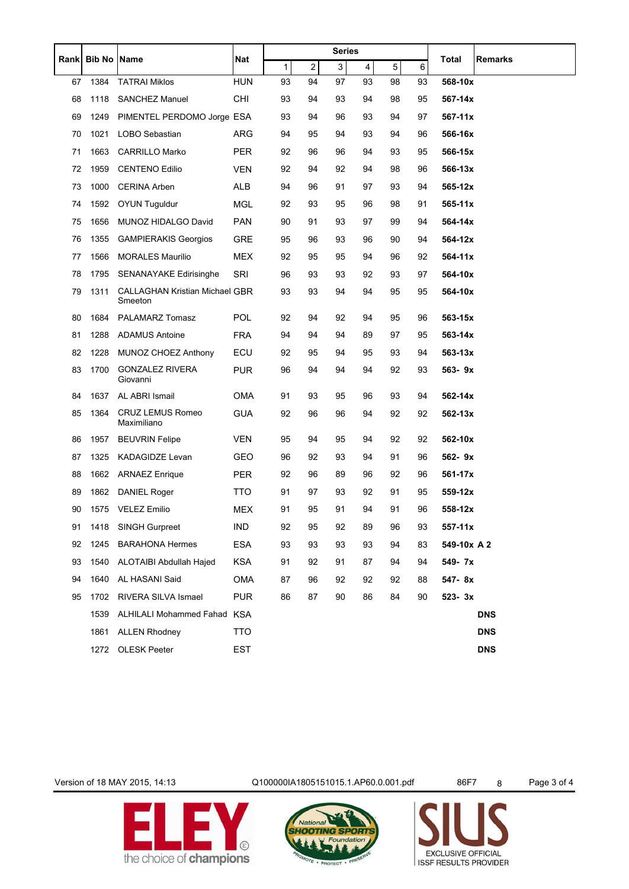| Rank | Bib No | Name | Nat | Series | | | | | | Total | Remarks |
|---|---|---|---|---|---|---|---|---|---|---|---|
| | | | | 1 | 2 | 3 | 4 | 5 | 6 | | |
| 67 | 1384 | TATRAI Miklos | HUN | 93 | 94 | 97 | 93 | 98 | 93 | **568-10x** | |
| 68 | 1118 | SANCHEZ Manuel | CHI | 93 | 94 | 93 | 94 | 98 | 95 | **567-14x** | |
| 69 | 1249 | PIMENTEL PERDOMO Jorge | ESA | 93 | 94 | 96 | 93 | 94 | 97 | **567-11x** | |
| 70 | 1021 | LOBO Sebastian | ARG | 94 | 95 | 94 | 93 | 94 | 96 | **566-16x** | |
| 71 | 1663 | CARRILLO Marko | PER | 92 | 96 | 96 | 94 | 93 | 95 | **566-15x** | |
| 72 | 1959 | CENTENO Edilio | VEN | 92 | 94 | 92 | 94 | 98 | 96 | **566-13x** | |
| 73 | 1000 | CERINA Arben | ALB | 94 | 96 | 91 | 97 | 93 | 94 | **565-12x** | |
| 74 | 1592 | OYUN Tuguldur | MGL | 92 | 93 | 95 | 96 | 98 | 91 | **565-11x** | |
| 75 | 1656 | MUNOZ HIDALGO David | PAN | 90 | 91 | 93 | 97 | 99 | 94 | **564-14x** | |
| 76 | 1355 | GAMPIERAKIS Georgios | GRE | 95 | 96 | 93 | 96 | 90 | 94 | **564-12x** | |
| 77 | 1566 | MORALES Maurilio | MEX | 92 | 95 | 95 | 94 | 96 | 92 | **564-11x** | |
| 78 | 1795 | SENANAYAKE Edirisinghe | SRI | 96 | 93 | 93 | 92 | 93 | 97 | **564-10x** | |
| 79 | 1311 | CALLAGHAN Kristian Michael Smeeton | GBR | 93 | 93 | 94 | 94 | 95 | 95 | **564-10x** | |
| 80 | 1684 | PALAMARZ Tomasz | POL | 92 | 94 | 92 | 94 | 95 | 96 | **563-15x** | |
| 81 | 1288 | ADAMUS Antoine | FRA | 94 | 94 | 94 | 89 | 97 | 95 | **563-14x** | |
| 82 | 1228 | MUNOZ CHOEZ Anthony | ECU | 92 | 95 | 94 | 95 | 93 | 94 | **563-13x** | |
| 83 | 1700 | GONZALEZ RIVERA Giovanni | PUR | 96 | 94 | 94 | 94 | 92 | 93 | **563- 9x** | |
| 84 | 1637 | AL ABRI Ismail | OMA | 91 | 93 | 95 | 96 | 93 | 94 | **562-14x** | |
| 85 | 1364 | CRUZ LEMUS Romeo Maximiliano | GUA | 92 | 96 | 96 | 94 | 92 | 92 | **562-13x** | |
| 86 | 1957 | BEUVRIN Felipe | VEN | 95 | 94 | 95 | 94 | 92 | 92 | **562-10x** | |
| 87 | 1325 | KADAGIDZE Levan | GEO | 96 | 92 | 93 | 94 | 91 | 96 | **562- 9x** | |
| 88 | 1662 | ARNAEZ Enrique | PER | 92 | 96 | 89 | 96 | 92 | 96 | **561-17x** | |
| 89 | 1862 | DANIEL Roger | TTO | 91 | 97 | 93 | 92 | 91 | 95 | **559-12x** | |
| 90 | 1575 | VELEZ Emilio | MEX | 91 | 95 | 91 | 94 | 91 | 96 | **558-12x** | |
| 91 | 1418 | SINGH Gurpreet | IND | 92 | 95 | 92 | 89 | 96 | 93 | **557-11x** | |
| 92 | 1245 | BARAHONA Hermes | ESA | 93 | 93 | 93 | 93 | 94 | 83 | **549-10x A 2** | |
| 93 | 1540 | ALOTAIBI Abdullah Hajed | KSA | 91 | 92 | 91 | 87 | 94 | 94 | **549- 7x** | |
| 94 | 1640 | AL HASANI Said | OMA | 87 | 96 | 92 | 92 | 92 | 88 | **547- 8x** | |
| 95 | 1702 | RIVERA SILVA Ismael | PUR | 86 | 87 | 90 | 86 | 84 | 90 | **523- 3x** | |
| | 1539 | ALHILALI Mohammed Fahad | KSA | | | | | | | | **DNS** |
| | 1861 | ALLEN Rhodney | TTO | | | | | | | | **DNS** |
| | 1272 | OLESK Peeter | EST | | | | | | | | **DNS** |

Version of 18 MAY 2015, 14:13 Q100000IA1805151015.1.AP60.0.001.pdf 86F7 8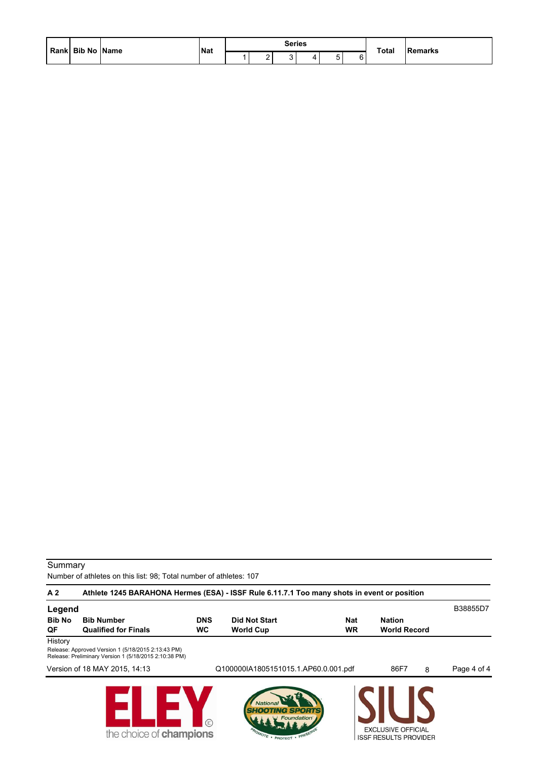| Rank | Bib No | Name | Nat | Series | | | | | | Total | Remarks |
|---|---|---|---|---|---|---|---|---|---|---|---|
| | | | | 1 | 2 | 3 | 4 | 5 | 6 | | |

Summary

Number of athletes on this list: 98; Total number of athletes: 107

**A 2** **Athlete 1245 BARAHONA Hermes (ESA) - ISSF Rule 6.11.7.1 Too many shots in event or position**

## Legend

B38855D7

| | | | | | |
|---|---|---|---|---|---|
| **Bib No** | **Bib Number** | **DNS** | **Did Not Start** | **Nat** | **Nation** |
| **QF** | **Qualified for Finals** | **WC** | **World Cup** | **WR** | **World Record** |

History

Release: Approved Version 1 (5/18/2015 2:13:43 PM)
Release: Preliminary Version 1 (5/18/2015 2:10:38 PM)

Version of 18 MAY 2015, 14:13 Q100000IA1805151015.1.AP60.0.001.pdf 86F7 8